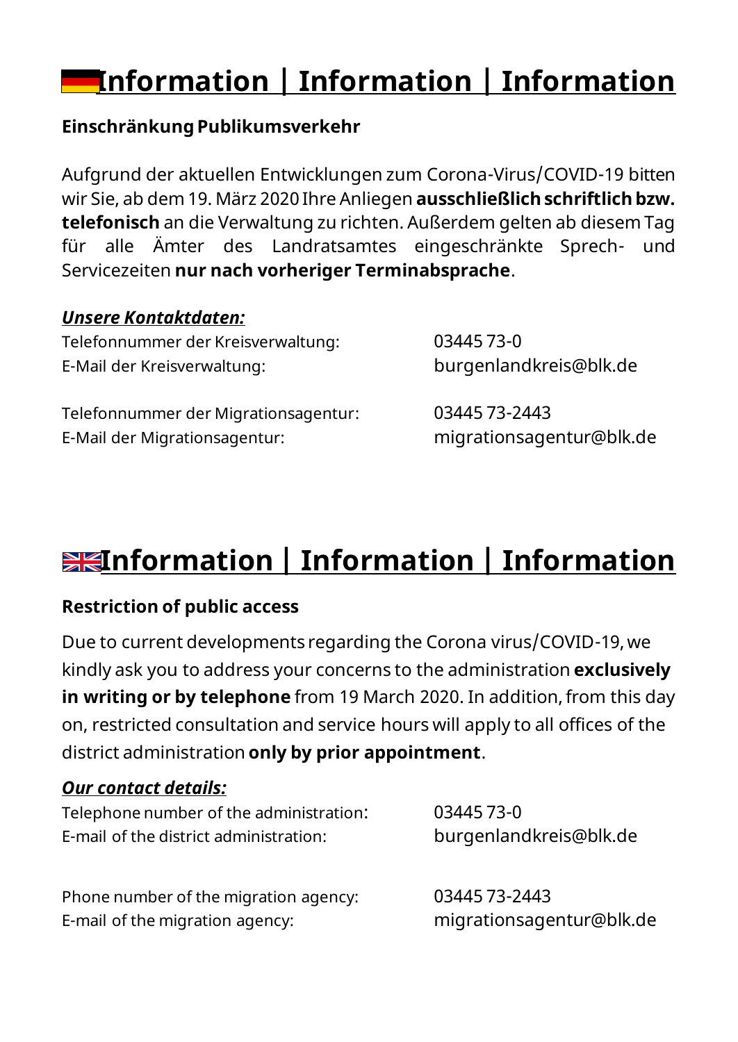# Information | Information | Information

**Einschränkung Publikumsverkehr**

Aufgrund der aktuellen Entwicklungen zum Corona-Virus/COVID-19 bitten wir Sie, ab dem 19. März 2020 Ihre Anliegen **ausschließlich schriftlich bzw. telefonisch** an die Verwaltung zu richten. Außerdem gelten ab diesem Tag für alle Ämter des Landratsamtes eingeschränkte Sprech- und Servicezeiten **nur nach vorheriger Terminabsprache**.

***Unsere Kontaktdaten:***

Telefonnummer der Kreisverwaltung: 03445 73-0
E-Mail der Kreisverwaltung: burgenlandkreis@blk.de

Telefonnummer der Migrationsagentur: 03445 73-2443
E-Mail der Migrationsagentur: migrationsagentur@blk.de

# Information | Information | Information

**Restriction of public access**

Due to current developments regarding the Corona virus/COVID-19, we kindly ask you to address your concerns to the administration **exclusively in writing or by telephone** from 19 March 2020. In addition, from this day on, restricted consultation and service hours will apply to all offices of the district administration **only by prior appointment**.

***Our contact details:***

Telephone number of the administration: 03445 73-0
E-mail of the district administration: burgenlandkreis@blk.de

Phone number of the migration agency: 03445 73-2443
E-mail of the migration agency: migrationsagentur@blk.de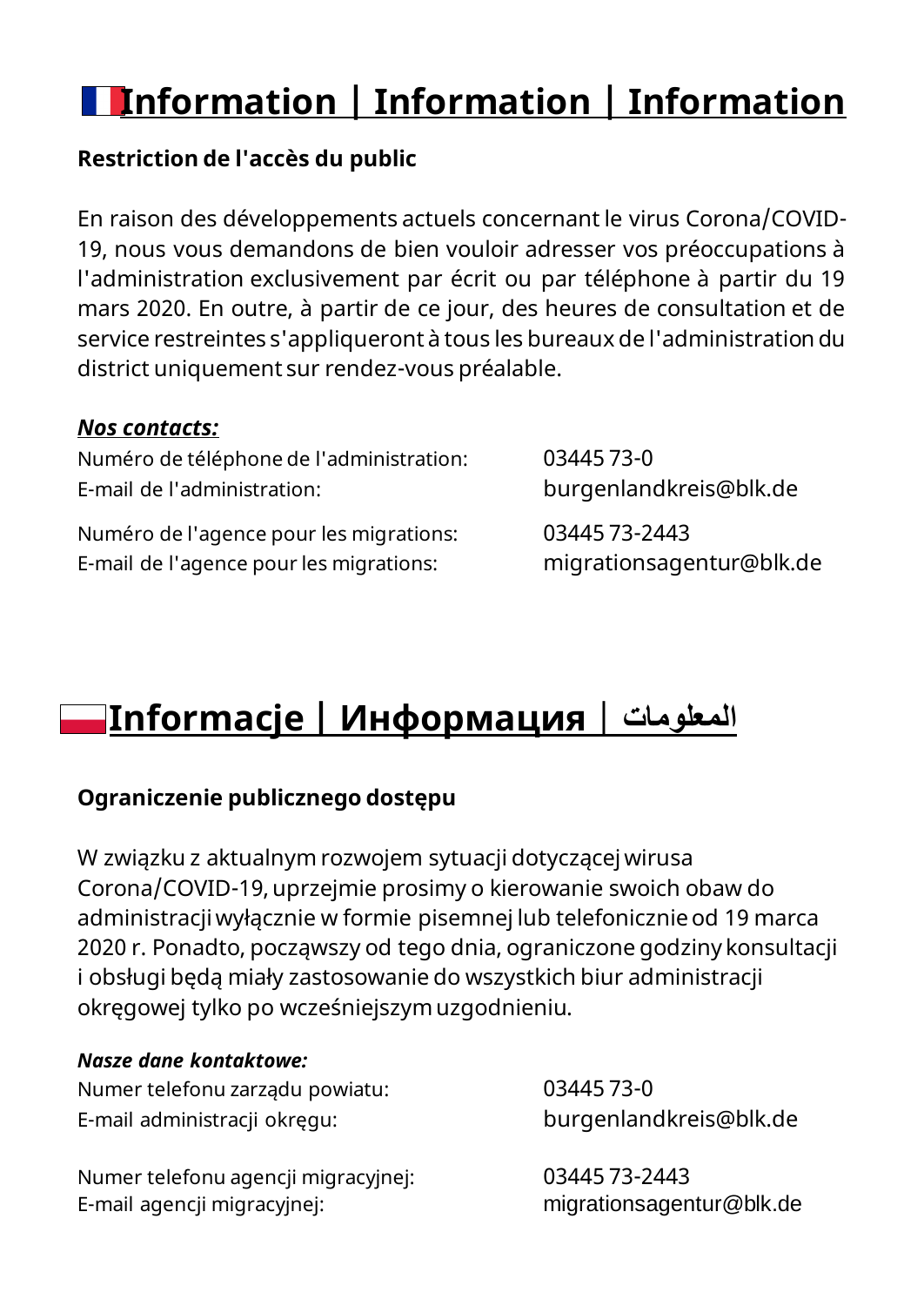# Information | Information | Information

**Restriction de l'accès du public**

En raison des développements actuels concernant le virus Corona/COVID-19, nous vous demandons de bien vouloir adresser vos préoccupations à l'administration exclusivement par écrit ou par téléphone à partir du 19 mars 2020. En outre, à partir de ce jour, des heures de consultation et de service restreintes s'appliqueront à tous les bureaux de l'administration du district uniquement sur rendez-vous préalable.

***Nos contacts:***

Numéro de téléphone de l'administration: 03445 73-0
E-mail de l'administration: burgenlandkreis@blk.de

Numéro de l'agence pour les migrations: 03445 73-2443
E-mail de l'agence pour les migrations: migrationsagentur@blk.de

# Informacje | Информация | المعلومات

**Ograniczenie publicznego dostępu**

W związku z aktualnym rozwojem sytuacji dotyczącej wirusa Corona/COVID-19, uprzejmie prosimy o kierowanie swoich obaw do administracji wyłącznie w formie pisemnej lub telefonicznie od 19 marca 2020 r. Ponadto, począwszy od tego dnia, ograniczone godziny konsultacji i obsługi będą miały zastosowanie do wszystkich biur administracji okręgowej tylko po wcześniejszym uzgodnieniu.

***Nasze dane kontaktowe:***

Numer telefonu zarządu powiatu: 03445 73-0
E-mail administracji okręgu: burgenlandkreis@blk.de

Numer telefonu agencji migracyjnej: 03445 73-2443
E-mail agencji migracyjnej: migrationsagentur@blk.de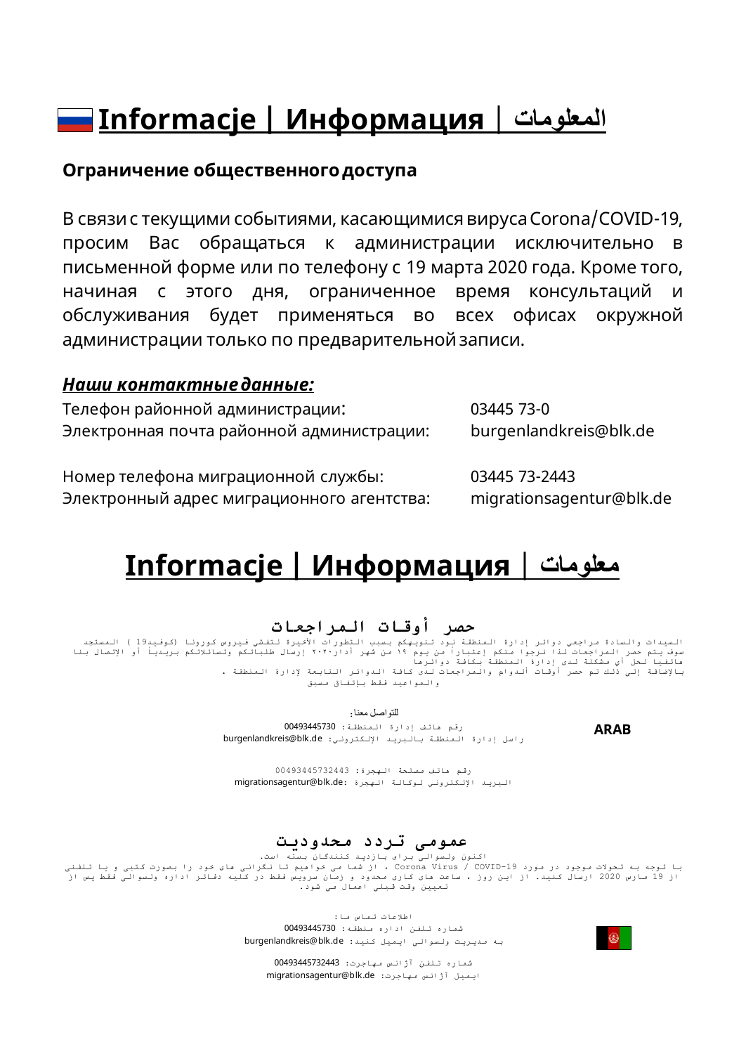# Informacje | Информация | المعلومات

**Ограничение общественного доступа**

В связи с текущими событиями, касающимися вируса Corona/COVID-19, просим Вас обращаться к администрации исключительно в письменной форме или по телефону с 19 марта 2020 года. Кроме того, начиная с этого дня, ограниченное время консультаций и обслуживания будет применяться во всех офисах окружной администрации только по предварительной записи.

***Наши контактные данные:***

| | |
|---|---|
| Телефон районной администрации: | 03445 73-0 |
| Электронная почта районной администрации: | burgenlandkreis@blk.de |
| Номер телефона миграционной службы: | 03445 73-2443 |
| Электронный адрес миграционного агентства: | migrationsagentur@blk.de |

# Informacje | Информация | معلومات

## حصر أوقات المراجعات

السيدات والسادة مراجعي دوائر إدارة المنطقة نود تنويهكم بسبب التطورات الأخيرة لتفشي فيروس كورونا (كوفيد19 ) المستجد سوف يتم حصر المراجعات لذا نرجوا منكم إعتباراً من يوم ١٩ من شهر آذار٢٠٢٠ إرسال طلباتكم وتساؤلاتكم بريدياً أو الإتصال بنا هاتفيا لحل أي مشكلة لدى إدارة المنطقة بكافة دوائرها
بالإضافة إلى ذلك تم حصر أوقات الدوام والمراجعات لدى كافة الدوائر التابعة لإدارة المنطقة ، والمواعيد فقط بإتفاق مسبق

ARAB

للتواصل معنا:

رقم هاتف إدارة المنطقة: 00493445730
راسل إدارة المنطقة بالبريد الإلكتروني: burgenlandkreis@blk.de

رقم هاتف مصلحة الهجرة: 00493445732443
البريد الإلكتروني لوكالة الهجرة :migrationsagentur@blk.de

## عمومی تردد محدودیت

اکنون ولسوالی برای بازدید کنندگان بسته است.
با توجه به تحولات موجود در مورد Corona Virus / COVID-19 ، از شما می خواهیم تا نگرانی های خود را بصورت کتبی و یا تلفنی از 19 مارس 2020 ارسال کنید. از این روز ، ساعت های کاری محدود و زمان سرویس فقط در کلیه دفاتر اداره ولسوالی فقط پس از تعیین وقت قبلی اعمال می شود.

اطلاعات تماس ما:
شماره تلفن اداره منطقه: 00493445730
به مدیریت ولسوالی ایمیل کنید: burgenlandkreis@blk.de

شماره تلفن آژانس مهاجرت: 00493445732443
ایمیل آژانس مهاجرت: migrationsagentur@blk.de